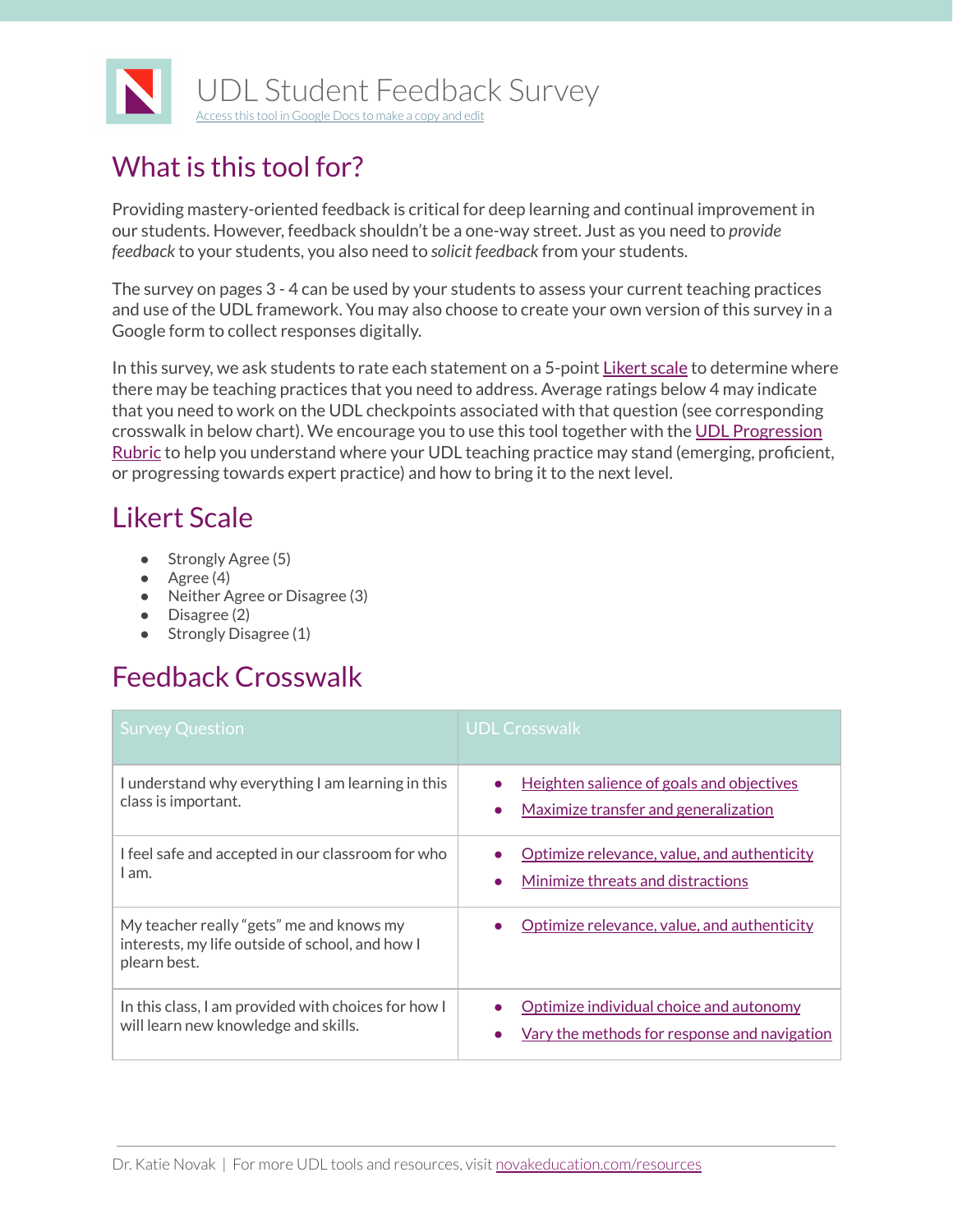# UDL Student Feedback Survey

[Access this tool in Google Docs to make a copy and edit](#)

## What is this tool for?

Providing mastery-oriented feedback is critical for deep learning and continual improvement in our students. However, feedback shouldn't be a one-way street. Just as you need to *provide feedback* to your students, you also need to *solicit feedback* from your students.

The survey on pages 3 - 4 can be used by your students to assess your current teaching practices and use of the UDL framework. You may also choose to create your own version of this survey in a Google form to collect responses digitally.

In this survey, we ask students to rate each statement on a 5-point [Likert scale](#) to determine where there may be teaching practices that you need to address. Average ratings below 4 may indicate that you need to work on the UDL checkpoints associated with that question (see corresponding crosswalk in below chart). We encourage you to use this tool together with the [UDL Progression Rubric](#) to help you understand where your UDL teaching practice may stand (emerging, proficient, or progressing towards expert practice) and how to bring it to the next level.

## Likert Scale

- Strongly Agree (5)
- Agree (4)
- Neither Agree or Disagree (3)
- Disagree (2)
- Strongly Disagree (1)

## Feedback Crosswalk

| Survey Question | UDL Crosswalk |
|---|---|
| I understand why everything I am learning in this class is important. | • [Heighten salience of goals and objectives](#)<br>• [Maximize transfer and generalization](#) |
| I feel safe and accepted in our classroom for who I am. | • [Optimize relevance, value, and authenticity](#)<br>• [Minimize threats and distractions](#) |
| My teacher really "gets" me and knows my interests, my life outside of school, and how I plearn best. | • [Optimize relevance, value, and authenticity](#) |
| In this class, I am provided with choices for how I will learn new knowledge and skills. | • [Optimize individual choice and autonomy](#)<br>• [Vary the methods for response and navigation](#) |

Dr. Katie Novak | For more UDL tools and resources, visit [novakeducation.com/resources](#)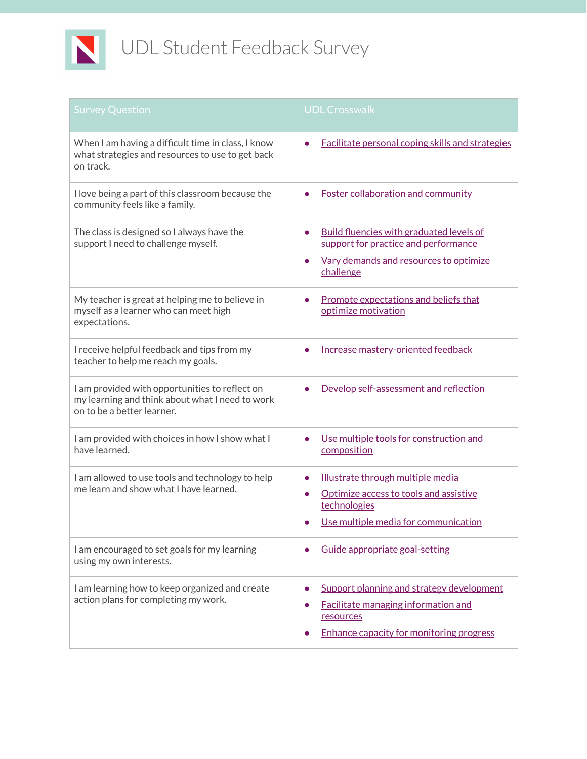# UDL Student Feedback Survey

| Survey Question | UDL Crosswalk |
|---|---|
| When I am having a difficult time in class, I know what strategies and resources to use to get back on track. | • Facilitate personal coping skills and strategies |
| I love being a part of this classroom because the community feels like a family. | • Foster collaboration and community |
| The class is designed so I always have the support I need to challenge myself. | • Build fluencies with graduated levels of support for practice and performance<br>• Vary demands and resources to optimize challenge |
| My teacher is great at helping me to believe in myself as a learner who can meet high expectations. | • Promote expectations and beliefs that optimize motivation |
| I receive helpful feedback and tips from my teacher to help me reach my goals. | • Increase mastery-oriented feedback |
| I am provided with opportunities to reflect on my learning and think about what I need to work on to be a better learner. | • Develop self-assessment and reflection |
| I am provided with choices in how I show what I have learned. | • Use multiple tools for construction and composition |
| I am allowed to use tools and technology to help me learn and show what I have learned. | • Illustrate through multiple media<br>• Optimize access to tools and assistive technologies<br>• Use multiple media for communication |
| I am encouraged to set goals for my learning using my own interests. | • Guide appropriate goal-setting |
| I am learning how to keep organized and create action plans for completing my work. | • Support planning and strategy development<br>• Facilitate managing information and resources<br>• Enhance capacity for monitoring progress |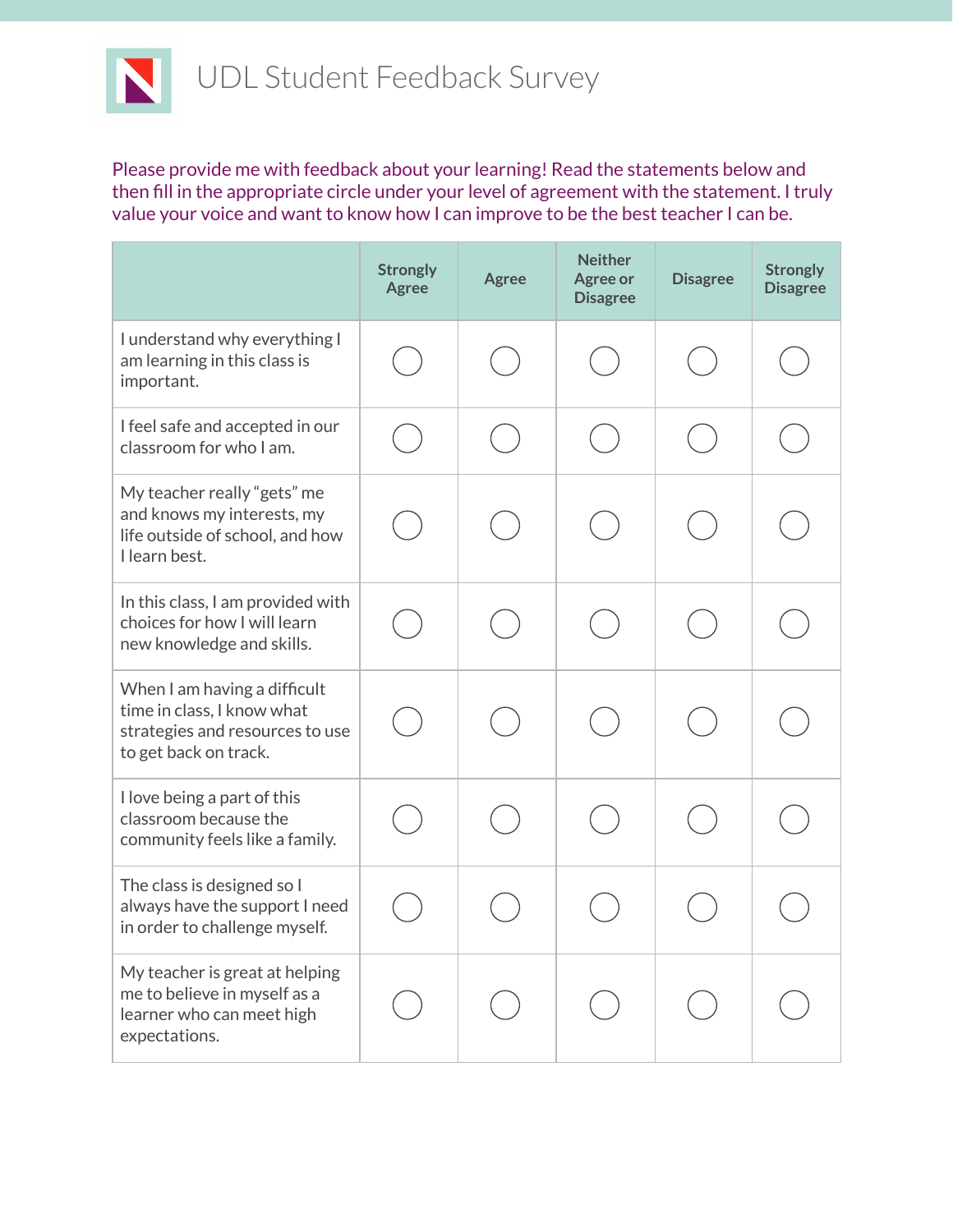# UDL Student Feedback Survey

Please provide me with feedback about your learning! Read the statements below and then fill in the appropriate circle under your level of agreement with the statement. I truly value your voice and want to know how I can improve to be the best teacher I can be.

| | Strongly Agree | Agree | Neither Agree or Disagree | Disagree | Strongly Disagree |
|---|---|---|---|---|---|
| I understand why everything I am learning in this class is important. | ○ | ○ | ○ | ○ | ○ |
| I feel safe and accepted in our classroom for who I am. | ○ | ○ | ○ | ○ | ○ |
| My teacher really "gets" me and knows my interests, my life outside of school, and how I learn best. | ○ | ○ | ○ | ○ | ○ |
| In this class, I am provided with choices for how I will learn new knowledge and skills. | ○ | ○ | ○ | ○ | ○ |
| When I am having a difficult time in class, I know what strategies and resources to use to get back on track. | ○ | ○ | ○ | ○ | ○ |
| I love being a part of this classroom because the community feels like a family. | ○ | ○ | ○ | ○ | ○ |
| The class is designed so I always have the support I need in order to challenge myself. | ○ | ○ | ○ | ○ | ○ |
| My teacher is great at helping me to believe in myself as a learner who can meet high expectations. | ○ | ○ | ○ | ○ | ○ |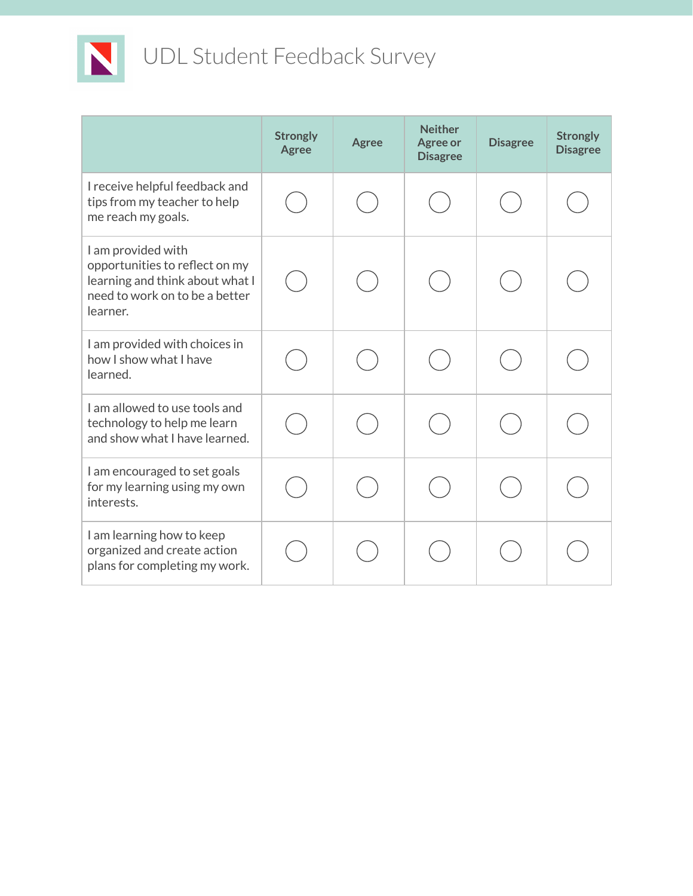# UDL Student Feedback Survey

| | Strongly Agree | Agree | Neither Agree or Disagree | Disagree | Strongly Disagree |
|---|---|---|---|---|---|
| I receive helpful feedback and tips from my teacher to help me reach my goals. | ○ | ○ | ○ | ○ | ○ |
| I am provided with opportunities to reflect on my learning and think about what I need to work on to be a better learner. | ○ | ○ | ○ | ○ | ○ |
| I am provided with choices in how I show what I have learned. | ○ | ○ | ○ | ○ | ○ |
| I am allowed to use tools and technology to help me learn and show what I have learned. | ○ | ○ | ○ | ○ | ○ |
| I am encouraged to set goals for my learning using my own interests. | ○ | ○ | ○ | ○ | ○ |
| I am learning how to keep organized and create action plans for completing my work. | ○ | ○ | ○ | ○ | ○ |